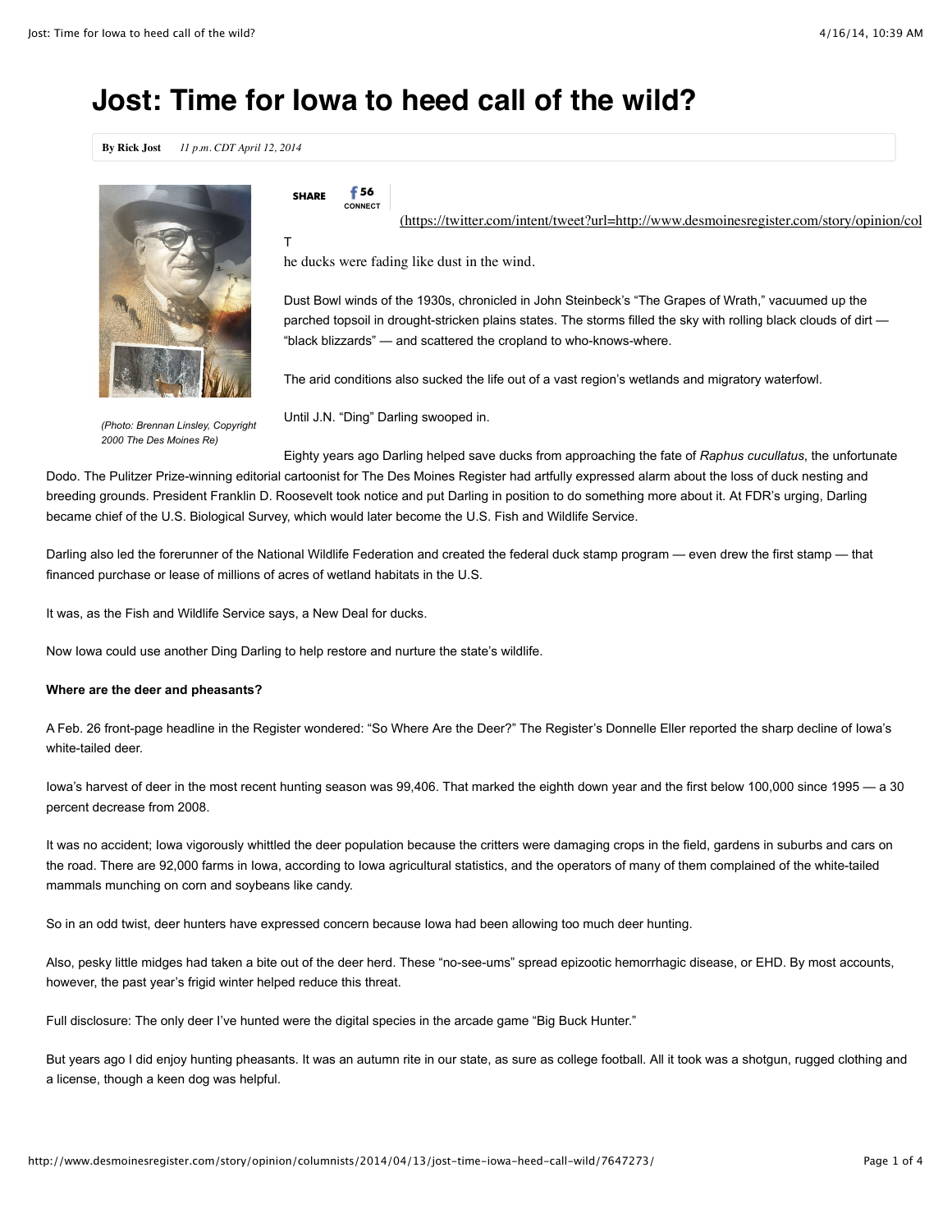# Jost: Time for Iowa to heed call of the wild?

**By Rick Jost** *11 p.m. CDT April 12, 2014*

*(Photo: Brennan Linsley, Copyright 2000 The Des Moines Re)*

SHARE 56 CONNECT

(https://twitter.com/intent/tweet?url=http://www.desmoinesregister.com/story/opinion/col

The ducks were fading like dust in the wind.

Dust Bowl winds of the 1930s, chronicled in John Steinbeck's "The Grapes of Wrath," vacuumed up the parched topsoil in drought-stricken plains states. The storms filled the sky with rolling black clouds of dirt — "black blizzards" — and scattered the cropland to who-knows-where.

The arid conditions also sucked the life out of a vast region's wetlands and migratory waterfowl.

Until J.N. "Ding" Darling swooped in.

Eighty years ago Darling helped save ducks from approaching the fate of *Raphus cucullatus*, the unfortunate Dodo. The Pulitzer Prize-winning editorial cartoonist for The Des Moines Register had artfully expressed alarm about the loss of duck nesting and breeding grounds. President Franklin D. Roosevelt took notice and put Darling in position to do something more about it. At FDR's urging, Darling became chief of the U.S. Biological Survey, which would later become the U.S. Fish and Wildlife Service.

Darling also led the forerunner of the National Wildlife Federation and created the federal duck stamp program — even drew the first stamp — that financed purchase or lease of millions of acres of wetland habitats in the U.S.

It was, as the Fish and Wildlife Service says, a New Deal for ducks.

Now Iowa could use another Ding Darling to help restore and nurture the state's wildlife.

**Where are the deer and pheasants?**

A Feb. 26 front-page headline in the Register wondered: "So Where Are the Deer?" The Register's Donnelle Eller reported the sharp decline of Iowa's white-tailed deer.

Iowa's harvest of deer in the most recent hunting season was 99,406. That marked the eighth down year and the first below 100,000 since 1995 — a 30 percent decrease from 2008.

It was no accident; Iowa vigorously whittled the deer population because the critters were damaging crops in the field, gardens in suburbs and cars on the road. There are 92,000 farms in Iowa, according to Iowa agricultural statistics, and the operators of many of them complained of the white-tailed mammals munching on corn and soybeans like candy.

So in an odd twist, deer hunters have expressed concern because Iowa had been allowing too much deer hunting.

Also, pesky little midges had taken a bite out of the deer herd. These "no-see-ums" spread epizootic hemorrhagic disease, or EHD. By most accounts, however, the past year's frigid winter helped reduce this threat.

Full disclosure: The only deer I've hunted were the digital species in the arcade game "Big Buck Hunter."

But years ago I did enjoy hunting pheasants. It was an autumn rite in our state, as sure as college football. All it took was a shotgun, rugged clothing and a license, though a keen dog was helpful.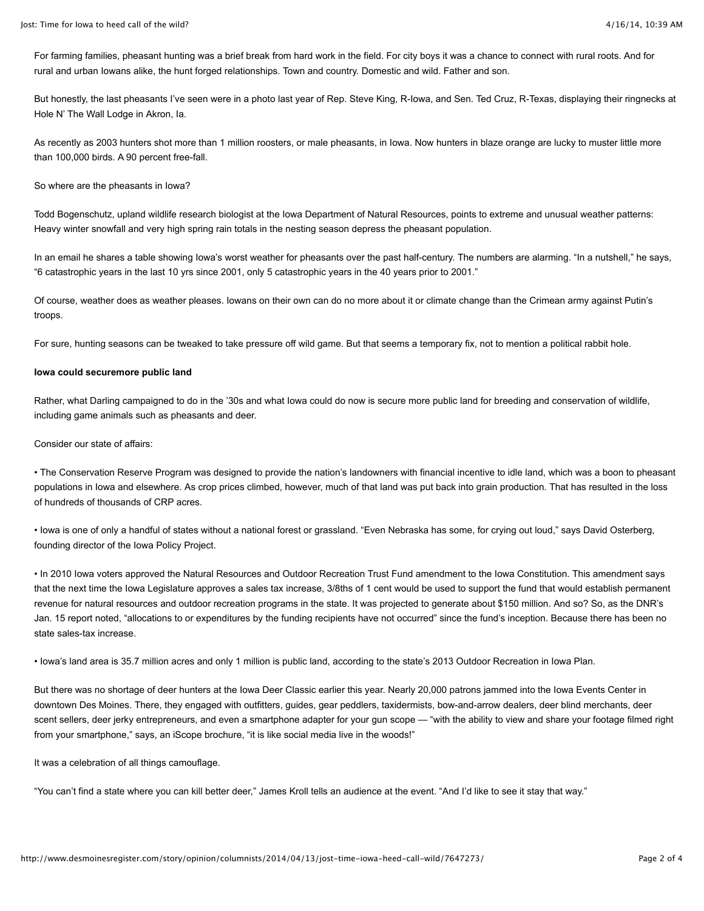For farming families, pheasant hunting was a brief break from hard work in the field. For city boys it was a chance to connect with rural roots. And for rural and urban Iowans alike, the hunt forged relationships. Town and country. Domestic and wild. Father and son.

But honestly, the last pheasants I've seen were in a photo last year of Rep. Steve King, R-Iowa, and Sen. Ted Cruz, R-Texas, displaying their ringnecks at Hole N' The Wall Lodge in Akron, Ia.

As recently as 2003 hunters shot more than 1 million roosters, or male pheasants, in Iowa. Now hunters in blaze orange are lucky to muster little more than 100,000 birds. A 90 percent free-fall.

So where are the pheasants in Iowa?

Todd Bogenschutz, upland wildlife research biologist at the Iowa Department of Natural Resources, points to extreme and unusual weather patterns: Heavy winter snowfall and very high spring rain totals in the nesting season depress the pheasant population.

In an email he shares a table showing Iowa's worst weather for pheasants over the past half-century. The numbers are alarming. "In a nutshell," he says, "6 catastrophic years in the last 10 yrs since 2001, only 5 catastrophic years in the 40 years prior to 2001."

Of course, weather does as weather pleases. Iowans on their own can do no more about it or climate change than the Crimean army against Putin's troops.

For sure, hunting seasons can be tweaked to take pressure off wild game. But that seems a temporary fix, not to mention a political rabbit hole.

**Iowa could securemore public land**

Rather, what Darling campaigned to do in the '30s and what Iowa could do now is secure more public land for breeding and conservation of wildlife, including game animals such as pheasants and deer.

Consider our state of affairs:

• The Conservation Reserve Program was designed to provide the nation's landowners with financial incentive to idle land, which was a boon to pheasant populations in Iowa and elsewhere. As crop prices climbed, however, much of that land was put back into grain production. That has resulted in the loss of hundreds of thousands of CRP acres.

• Iowa is one of only a handful of states without a national forest or grassland. "Even Nebraska has some, for crying out loud," says David Osterberg, founding director of the Iowa Policy Project.

• In 2010 Iowa voters approved the Natural Resources and Outdoor Recreation Trust Fund amendment to the Iowa Constitution. This amendment says that the next time the Iowa Legislature approves a sales tax increase, 3/8ths of 1 cent would be used to support the fund that would establish permanent revenue for natural resources and outdoor recreation programs in the state. It was projected to generate about $150 million. And so? So, as the DNR's Jan. 15 report noted, "allocations to or expenditures by the funding recipients have not occurred" since the fund's inception. Because there has been no state sales-tax increase.

• Iowa's land area is 35.7 million acres and only 1 million is public land, according to the state's 2013 Outdoor Recreation in Iowa Plan.

But there was no shortage of deer hunters at the Iowa Deer Classic earlier this year. Nearly 20,000 patrons jammed into the Iowa Events Center in downtown Des Moines. There, they engaged with outfitters, guides, gear peddlers, taxidermists, bow-and-arrow dealers, deer blind merchants, deer scent sellers, deer jerky entrepreneurs, and even a smartphone adapter for your gun scope — "with the ability to view and share your footage filmed right from your smartphone," says, an iScope brochure, "it is like social media live in the woods!"

It was a celebration of all things camouflage.

"You can't find a state where you can kill better deer," James Kroll tells an audience at the event. "And I'd like to see it stay that way."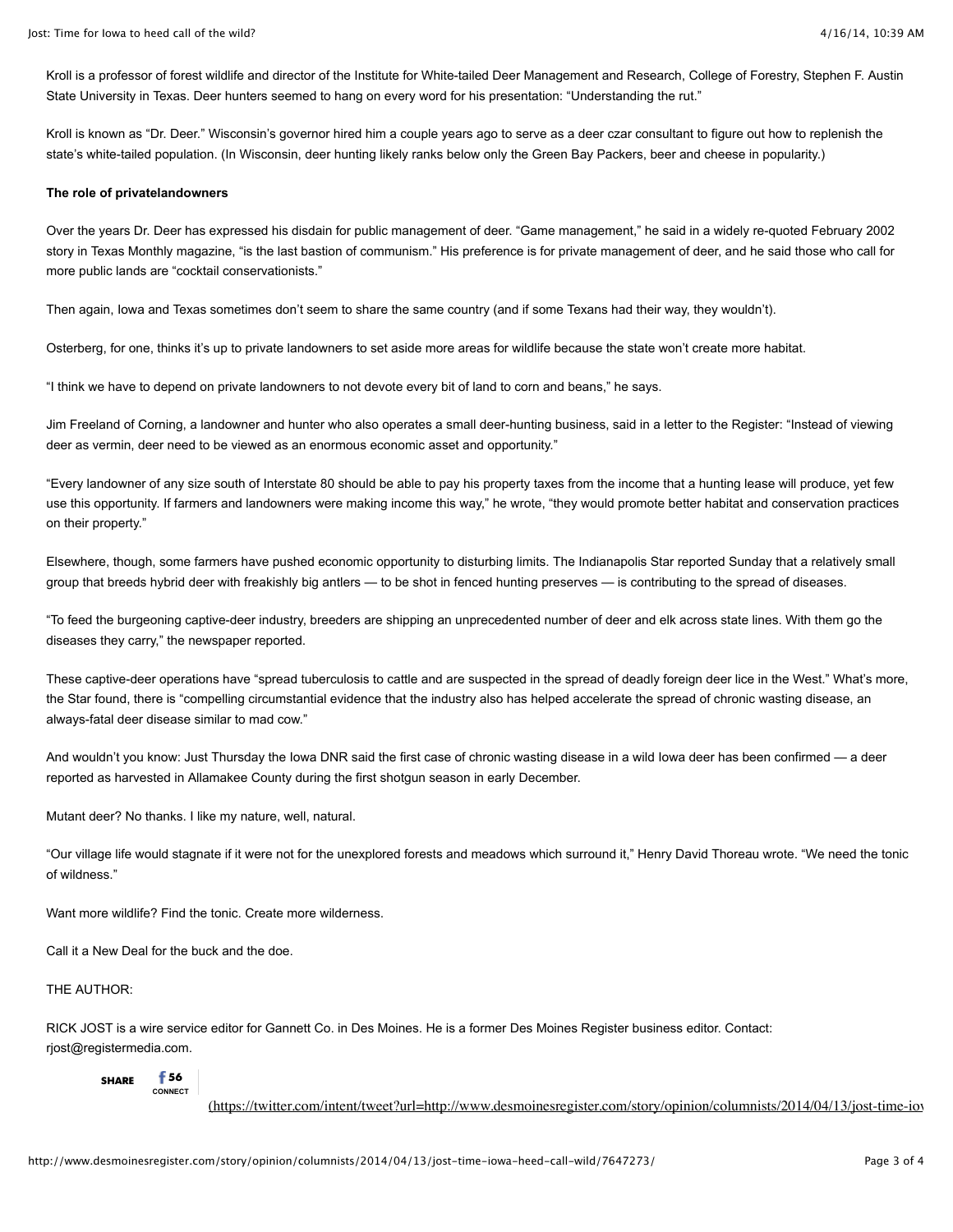Kroll is a professor of forest wildlife and director of the Institute for White-tailed Deer Management and Research, College of Forestry, Stephen F. Austin State University in Texas. Deer hunters seemed to hang on every word for his presentation: “Understanding the rut.”

Kroll is known as “Dr. Deer.” Wisconsin’s governor hired him a couple years ago to serve as a deer czar consultant to figure out how to replenish the state’s white-tailed population. (In Wisconsin, deer hunting likely ranks below only the Green Bay Packers, beer and cheese in popularity.)

**The role of privatelandowners**

Over the years Dr. Deer has expressed his disdain for public management of deer. “Game management,” he said in a widely re-quoted February 2002 story in Texas Monthly magazine, “is the last bastion of communism.” His preference is for private management of deer, and he said those who call for more public lands are “cocktail conservationists.”

Then again, Iowa and Texas sometimes don’t seem to share the same country (and if some Texans had their way, they wouldn’t).

Osterberg, for one, thinks it’s up to private landowners to set aside more areas for wildlife because the state won’t create more habitat.

“I think we have to depend on private landowners to not devote every bit of land to corn and beans,” he says.

Jim Freeland of Corning, a landowner and hunter who also operates a small deer-hunting business, said in a letter to the Register: “Instead of viewing deer as vermin, deer need to be viewed as an enormous economic asset and opportunity.”

“Every landowner of any size south of Interstate 80 should be able to pay his property taxes from the income that a hunting lease will produce, yet few use this opportunity. If farmers and landowners were making income this way,” he wrote, “they would promote better habitat and conservation practices on their property.”

Elsewhere, though, some farmers have pushed economic opportunity to disturbing limits. The Indianapolis Star reported Sunday that a relatively small group that breeds hybrid deer with freakishly big antlers — to be shot in fenced hunting preserves — is contributing to the spread of diseases.

“To feed the burgeoning captive-deer industry, breeders are shipping an unprecedented number of deer and elk across state lines. With them go the diseases they carry,” the newspaper reported.

These captive-deer operations have “spread tuberculosis to cattle and are suspected in the spread of deadly foreign deer lice in the West.” What’s more, the Star found, there is “compelling circumstantial evidence that the industry also has helped accelerate the spread of chronic wasting disease, an always-fatal deer disease similar to mad cow.”

And wouldn’t you know: Just Thursday the Iowa DNR said the first case of chronic wasting disease in a wild Iowa deer has been confirmed — a deer reported as harvested in Allamakee County during the first shotgun season in early December.

Mutant deer? No thanks. I like my nature, well, natural.

“Our village life would stagnate if it were not for the unexplored forests and meadows which surround it,” Henry David Thoreau wrote. “We need the tonic of wildness.”

Want more wildlife? Find the tonic. Create more wilderness.

Call it a New Deal for the buck and the doe.

THE AUTHOR:

RICK JOST is a wire service editor for Gannett Co. in Des Moines. He is a former Des Moines Register business editor. Contact: rjost@registermedia.com.

SHARE 56 CONNECT

(https://twitter.com/intent/tweet?url=http://www.desmoinesregister.com/story/opinion/columnists/2014/04/13/jost-time-io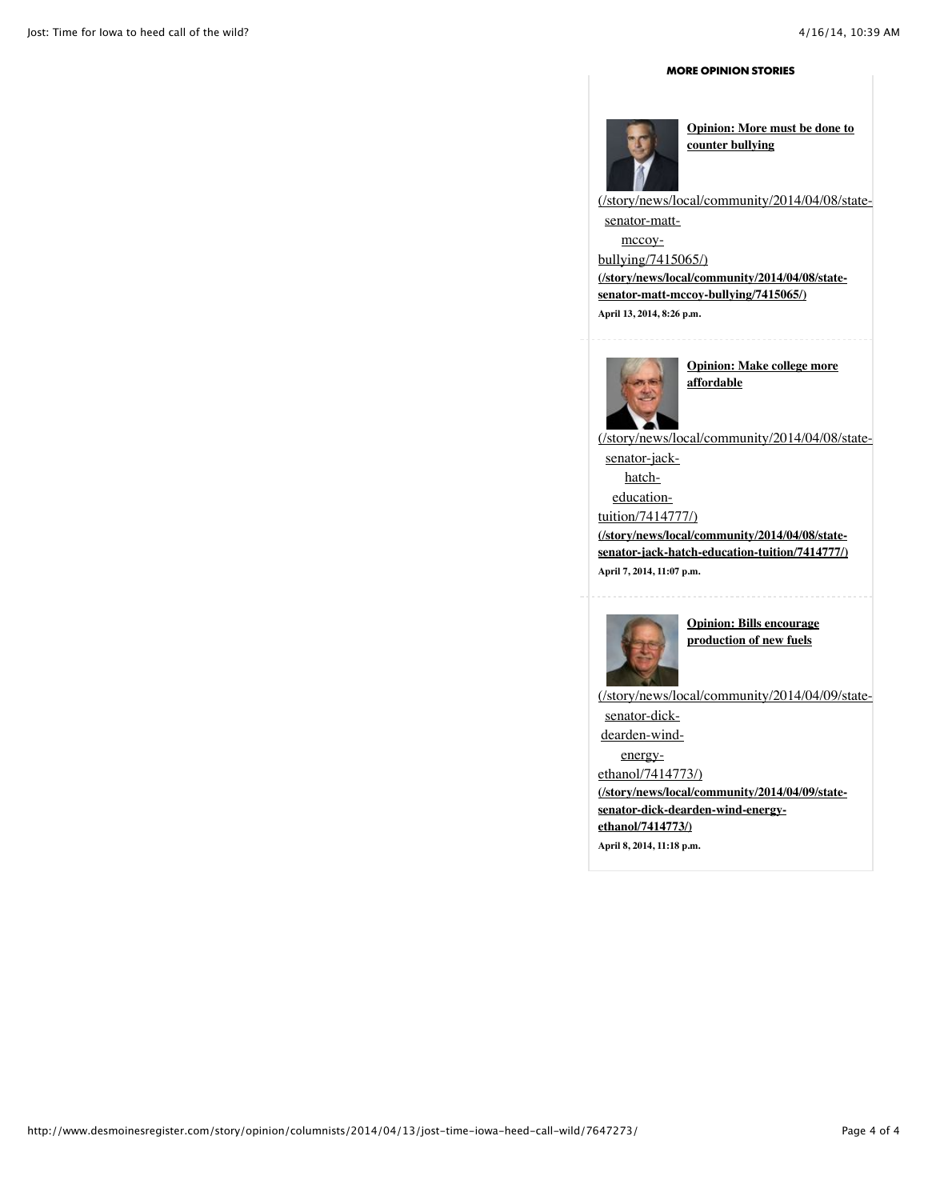**MORE OPINION STORIES**

**Opinion: More must be done to counter bullying**

(/story/news/local/community/2014/04/08/state-senator-matt-mccoy-bullying/7415065/)

**(/story/news/local/community/2014/04/08/state-senator-matt-mccoy-bullying/7415065/)**

**April 13, 2014, 8:26 p.m.**

**Opinion: Make college more affordable**

(/story/news/local/community/2014/04/08/state-senator-jack-hatch-education-tuition/7414777/)

**(/story/news/local/community/2014/04/08/state-senator-jack-hatch-education-tuition/7414777/)**

**April 7, 2014, 11:07 p.m.**

**Opinion: Bills encourage production of new fuels**

(/story/news/local/community/2014/04/09/state-senator-dick-dearden-wind-energy-ethanol/7414773/)

**(/story/news/local/community/2014/04/09/state-senator-dick-dearden-wind-energy-ethanol/7414773/)**

**April 8, 2014, 11:18 p.m.**